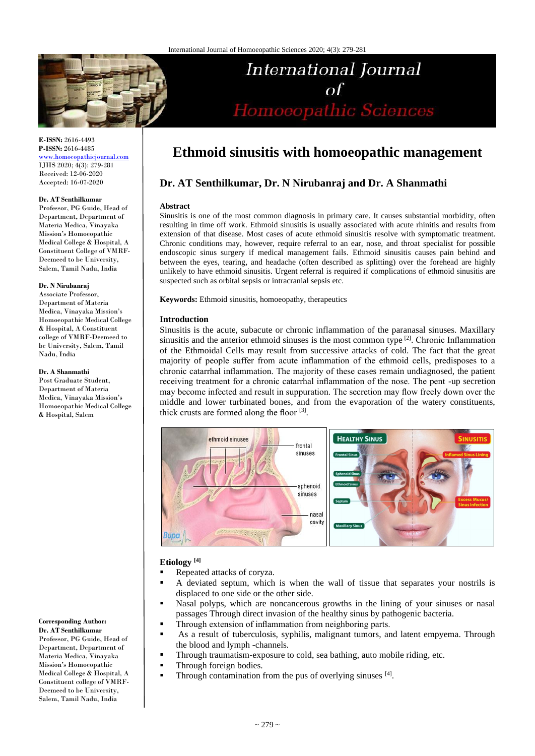# Ethmoid sinusitis with homoeopathic management

## Dr. AT Senthilkumar, Dr. N Nirubanraj and Dr. A Shanmathi

**E-ISSN:** 2616-4493
**P-ISSN:** 2616-4485
www.homoeopathicjournal.com
IJHS 2020; 4(3): 279-281
Received: 12-06-2020
Accepted: 16-07-2020

**Dr. AT Senthilkumar**
Professor, PG Guide, Head of Department, Department of Materia Medica, Vinayaka Mission's Homoeopathic Medical College & Hospital, A Constituent College of VMRF-Deemed to be University, Salem, Tamil Nadu, India

**Dr. N Nirubanraj**
Associate Professor, Department of Materia Medica, Vinayaka Mission's Homoeopathic Medical College & Hospital, A Constituent college of VMRF-Deemed to be University, Salem, Tamil Nadu, India

**Dr. A Shanmathi**
Post Graduate Student, Department of Materia Medica, Vinayaka Mission's Homoeopathic Medical College & Hospital, Salem

**Corresponding Author:**
**Dr. AT Senthilkumar**
Professor, PG Guide, Head of Department, Department of Materia Medica, Vinayaka Mission's Homoeopathic Medical College & Hospital, A Constituent college of VMRF-Deemed to be University, Salem, Tamil Nadu, India

### Abstract

Sinusitis is one of the most common diagnosis in primary care. It causes substantial morbidity, often resulting in time off work. Ethmoid sinusitis is usually associated with acute rhinitis and results from extension of that disease. Most cases of acute ethmoid sinusitis resolve with symptomatic treatment. Chronic conditions may, however, require referral to an ear, nose, and throat specialist for possible endoscopic sinus surgery if medical management fails. Ethmoid sinusitis causes pain behind and between the eyes, tearing, and headache (often described as splitting) over the forehead are highly unlikely to have ethmoid sinusitis. Urgent referral is required if complications of ethmoid sinusitis are suspected such as orbital sepsis or intracranial sepsis etc.

**Keywords:** Ethmoid sinusitis, homoeopathy, therapeutics

### Introduction

Sinusitis is the acute, subacute or chronic inflammation of the paranasal sinuses. Maxillary sinusitis and the anterior ethmoid sinuses is the most common type [2]. Chronic Inflammation of the Ethmoidal Cells may result from successive attacks of cold. The fact that the great majority of people suffer from acute inflammation of the ethmoid cells, predisposes to a chronic catarrhal inflammation. The majority of these cases remain undiagnosed, the patient receiving treatment for a chronic catarrhal inflammation of the nose. The pent -up secretion may become infected and result in suppuration. The secretion may flow freely down over the middle and lower turbinated bones, and from the evaporation of the watery constituents, thick crusts are formed along the floor [3].

### Etiology [4]

- Repeated attacks of coryza.
- A deviated septum, which is when the wall of tissue that separates your nostrils is displaced to one side or the other side.
- Nasal polyps, which are noncancerous growths in the lining of your sinuses or nasal passages Through direct invasion of the healthy sinus by pathogenic bacteria.
- Through extension of inflammation from neighboring parts.
- As a result of tuberculosis, syphilis, malignant tumors, and latent empyema. Through the blood and lymph -channels.
- Through traumatism-exposure to cold, sea bathing, auto mobile riding, etc.
- Through foreign bodies.
- Through contamination from the pus of overlying sinuses [4].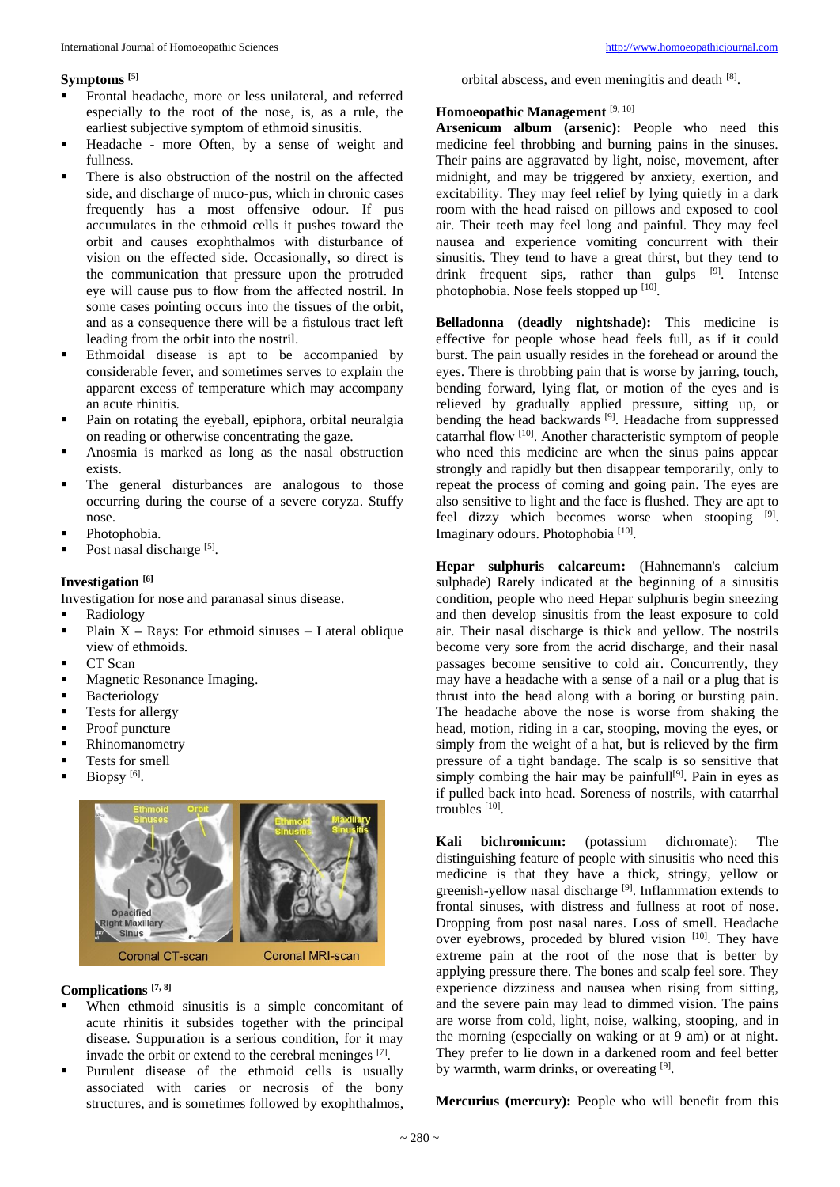### Symptoms [5]

- Frontal headache, more or less unilateral, and referred especially to the root of the nose, is, as a rule, the earliest subjective symptom of ethmoid sinusitis.
- Headache - more Often, by a sense of weight and fullness.
- There is also obstruction of the nostril on the affected side, and discharge of muco-pus, which in chronic cases frequently has a most offensive odour. If pus accumulates in the ethmoid cells it pushes toward the orbit and causes exophthalmos with disturbance of vision on the effected side. Occasionally, so direct is the communication that pressure upon the protruded eye will cause pus to flow from the affected nostril. In some cases pointing occurs into the tissues of the orbit, and as a consequence there will be a fistulous tract left leading from the orbit into the nostril.
- Ethmoidal disease is apt to be accompanied by considerable fever, and sometimes serves to explain the apparent excess of temperature which may accompany an acute rhinitis.
- Pain on rotating the eyeball, epiphora, orbital neuralgia on reading or otherwise concentrating the gaze.
- Anosmia is marked as long as the nasal obstruction exists.
- The general disturbances are analogous to those occurring during the course of a severe coryza. Stuffy nose.
- Photophobia.
- Post nasal discharge [5].

### Investigation [6]

Investigation for nose and paranasal sinus disease.

- Radiology
- Plain X – Rays: For ethmoid sinuses – Lateral oblique view of ethmoids.
- CT Scan
- Magnetic Resonance Imaging.
- Bacteriology
- Tests for allergy
- Proof puncture
- Rhinomanometry
- Tests for smell
- Biopsy [6].

Coronal CT-scan    Coronal MRI-scan

### Complications [7, 8]

- When ethmoid sinusitis is a simple concomitant of acute rhinitis it subsides together with the principal disease. Suppuration is a serious condition, for it may invade the orbit or extend to the cerebral meninges [7].
- Purulent disease of the ethmoid cells is usually associated with caries or necrosis of the bony structures, and is sometimes followed by exophthalmos, orbital abscess, and even meningitis and death [8].

### Homoeopathic Management [9, 10]

**Arsenicum album (arsenic):** People who need this medicine feel throbbing and burning pains in the sinuses. Their pains are aggravated by light, noise, movement, after midnight, and may be triggered by anxiety, exertion, and excitability. They may feel relief by lying quietly in a dark room with the head raised on pillows and exposed to cool air. Their teeth may feel long and painful. They may feel nausea and experience vomiting concurrent with their sinusitis. They tend to have a great thirst, but they tend to drink frequent sips, rather than gulps [9]. Intense photophobia. Nose feels stopped up [10].

**Belladonna (deadly nightshade):** This medicine is effective for people whose head feels full, as if it could burst. The pain usually resides in the forehead or around the eyes. There is throbbing pain that is worse by jarring, touch, bending forward, lying flat, or motion of the eyes and is relieved by gradually applied pressure, sitting up, or bending the head backwards [9]. Headache from suppressed catarrhal flow [10]. Another characteristic symptom of people who need this medicine are when the sinus pains appear strongly and rapidly but then disappear temporarily, only to repeat the process of coming and going pain. The eyes are also sensitive to light and the face is flushed. They are apt to feel dizzy which becomes worse when stooping [9]. Imaginary odours. Photophobia [10].

**Hepar sulphuris calcareum:** (Hahnemann's calcium sulphade) Rarely indicated at the beginning of a sinusitis condition, people who need Hepar sulphuris begin sneezing and then develop sinusitis from the least exposure to cold air. Their nasal discharge is thick and yellow. The nostrils become very sore from the acrid discharge, and their nasal passages become sensitive to cold air. Concurrently, they may have a headache with a sense of a nail or a plug that is thrust into the head along with a boring or bursting pain. The headache above the nose is worse from shaking the head, motion, riding in a car, stooping, moving the eyes, or simply from the weight of a hat, but is relieved by the firm pressure of a tight bandage. The scalp is so sensitive that simply combing the hair may be painfull[9]. Pain in eyes as if pulled back into head. Soreness of nostrils, with catarrhal troubles [10].

**Kali bichromicum:** (potassium dichromate): The distinguishing feature of people with sinusitis who need this medicine is that they have a thick, stringy, yellow or greenish-yellow nasal discharge [9]. Inflammation extends to frontal sinuses, with distress and fullness at root of nose. Dropping from post nasal nares. Loss of smell. Headache over eyebrows, proceded by blured vision [10]. They have extreme pain at the root of the nose that is better by applying pressure there. The bones and scalp feel sore. They experience dizziness and nausea when rising from sitting, and the severe pain may lead to dimmed vision. The pains are worse from cold, light, noise, walking, stooping, and in the morning (especially on waking or at 9 am) or at night. They prefer to lie down in a darkened room and feel better by warmth, warm drinks, or overeating [9].

**Mercurius (mercury):** People who will benefit from this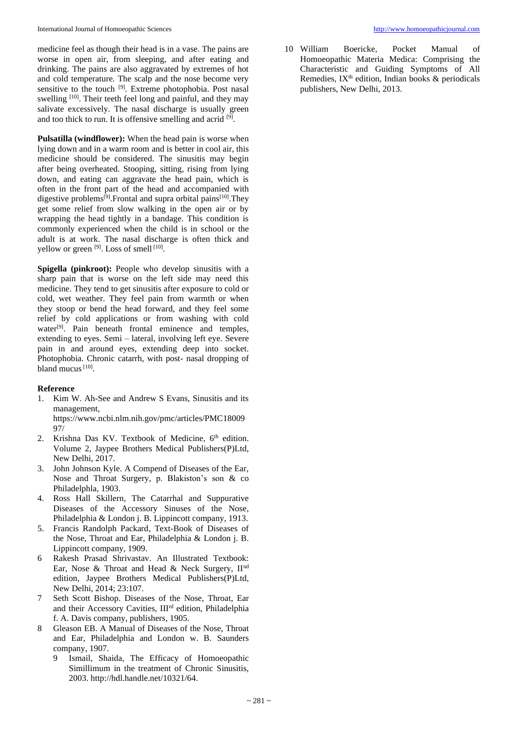medicine feel as though their head is in a vase. The pains are worse in open air, from sleeping, and after eating and drinking. The pains are also aggravated by extremes of hot and cold temperature. The scalp and the nose become very sensitive to the touch [9]. Extreme photophobia. Post nasal swelling [10]. Their teeth feel long and painful, and they may salivate excessively. The nasal discharge is usually green and too thick to run. It is offensive smelling and acrid [9].

**Pulsatilla (windflower):** When the head pain is worse when lying down and in a warm room and is better in cool air, this medicine should be considered. The sinusitis may begin after being overheated. Stooping, sitting, rising from lying down, and eating can aggravate the head pain, which is often in the front part of the head and accompanied with digestive problems[9].Frontal and supra orbital pains[10].They get some relief from slow walking in the open air or by wrapping the head tightly in a bandage. This condition is commonly experienced when the child is in school or the adult is at work. The nasal discharge is often thick and yellow or green [9]. Loss of smell [10].

**Spigella (pinkroot):** People who develop sinusitis with a sharp pain that is worse on the left side may need this medicine. They tend to get sinusitis after exposure to cold or cold, wet weather. They feel pain from warmth or when they stoop or bend the head forward, and they feel some relief by cold applications or from washing with cold water[9]. Pain beneath frontal eminence and temples, extending to eyes. Semi – lateral, involving left eye. Severe pain in and around eyes, extending deep into socket. Photophobia. Chronic catarrh, with post- nasal dropping of bland mucus [10].

## Reference

1. Kim W. Ah-See and Andrew S Evans, Sinusitis and its management, https://www.ncbi.nlm.nih.gov/pmc/articles/PMC1800997/
2. Krishna Das KV. Textbook of Medicine, 6th edition. Volume 2, Jaypee Brothers Medical Publishers(P)Ltd, New Delhi, 2017.
3. John Johnson Kyle. A Compend of Diseases of the Ear, Nose and Throat Surgery, p. Blakiston's son & co Philadelphla, 1903.
4. Ross Hall Skillern, The Catarrhal and Suppurative Diseases of the Accessory Sinuses of the Nose, Philadelphia & London j. B. Lippincott company, 1913.
5. Francis Randolph Packard, Text-Book of Diseases of the Nose, Throat and Ear, Philadelphia & London j. B. Lippincott company, 1909.
6. Rakesh Prasad Shrivastav. An Illustrated Textbook: Ear, Nose & Throat and Head & Neck Surgery, IInd edition, Jaypee Brothers Medical Publishers(P)Ltd, New Delhi, 2014; 23:107.
7. Seth Scott Bishop. Diseases of the Nose, Throat, Ear and their Accessory Cavities, IIIrd edition, Philadelphia f. A. Davis company, publishers, 1905.
8. Gleason EB. A Manual of Diseases of the Nose, Throat and Ear, Philadelphia and London w. B. Saunders company, 1907.
9. Ismail, Shaida, The Efficacy of Homoeopathic Simillimum in the treatment of Chronic Sinusitis, 2003. http://hdl.handle.net/10321/64.
10. William Boericke, Pocket Manual of Homoeopathic Materia Medica: Comprising the Characteristic and Guiding Symptoms of All Remedies, IXth edition, Indian books & periodicals publishers, New Delhi, 2013.